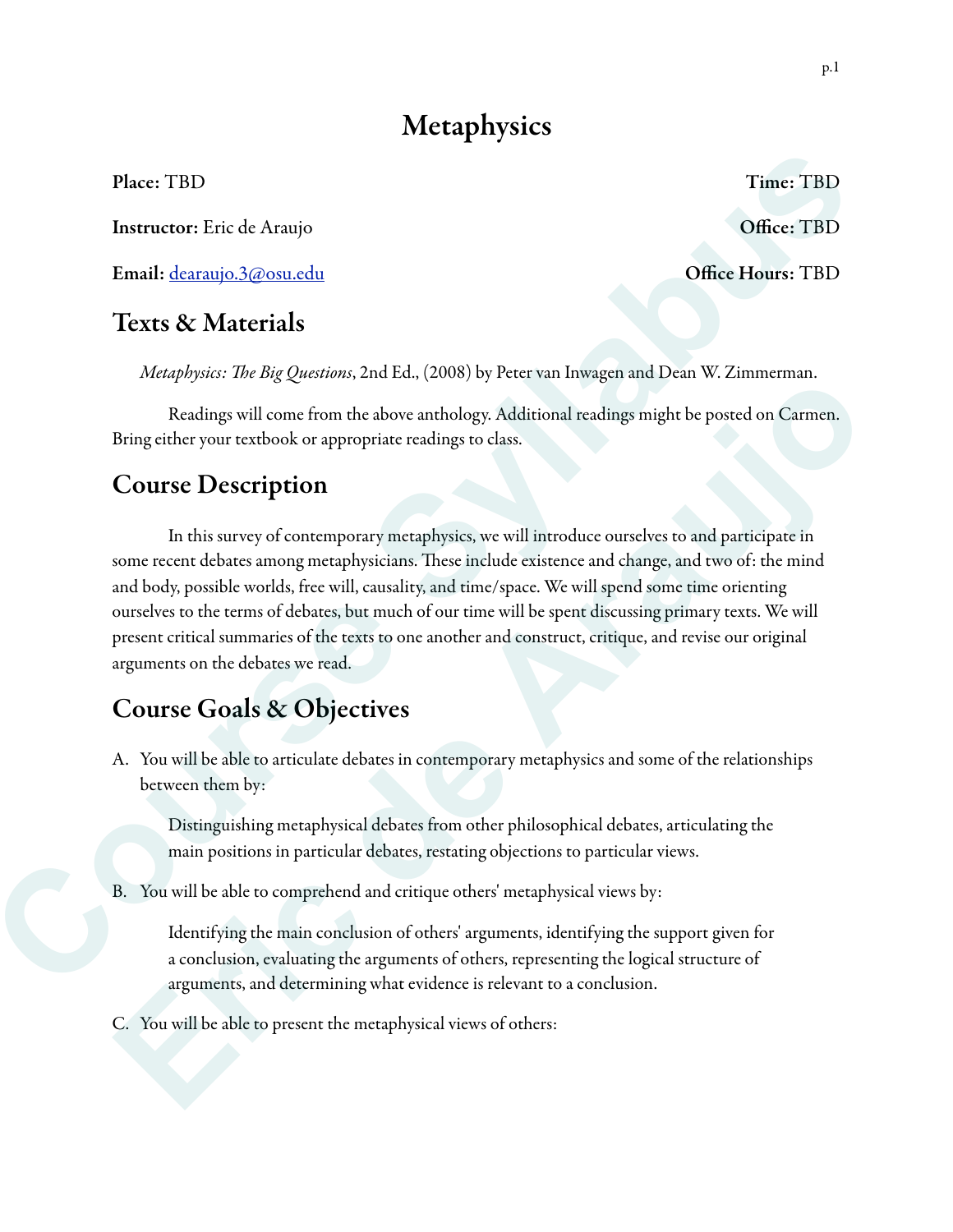# Metaphysics

**Place:** TBD **Time:** TBD

**Instructor:** Eric de Araujo **Office:** TBD

**Email:** dearaujo.3@osu.edu **Office Hours:** TBD

## Texts & Materials

*Metaphysics: The Big Questions*, 2nd Ed., (2008) by Peter van Inwagen and Dean W. Zimmerman.

Readings will come from the above anthology. Additional readings might be posted on Carmen. Bring either your textbook or appropriate readings to class.

## Course Description

In this survey of contemporary metaphysics, we will introduce ourselves to and participate in some recent debates among metaphysicians. These include existence and change, and two of: the mind and body, possible worlds, free will, causality, and time/space. We will spend some time orienting ourselves to the terms of debates, but much of our time will be spent discussing primary texts. We will present critical summaries of the texts to one another and construct, critique, and revise our original arguments on the debates we read.

## Course Goals & Objectives

A. You will be able to articulate debates in contemporary metaphysics and some of the relationships between them by:

   Distinguishing metaphysical debates from other philosophical debates, articulating the main positions in particular debates, restating objections to particular views.

B. You will be able to comprehend and critique others' metaphysical views by:

   Identifying the main conclusion of others' arguments, identifying the support given for a conclusion, evaluating the arguments of others, representing the logical structure of arguments, and determining what evidence is relevant to a conclusion.

C. You will be able to present the metaphysical views of others: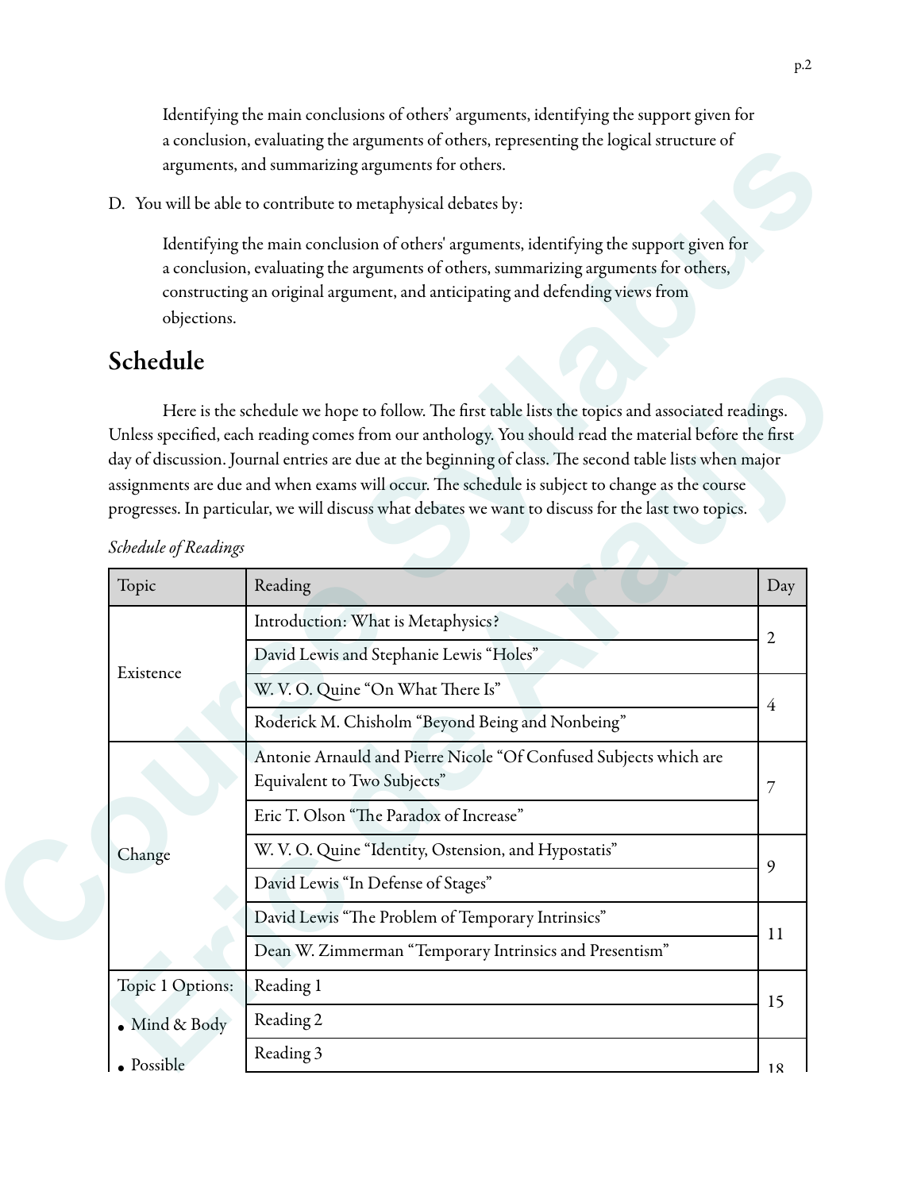Identifying the main conclusions of others' arguments, identifying the support given for a conclusion, evaluating the arguments of others, representing the logical structure of arguments, and summarizing arguments for others.

D. You will be able to contribute to metaphysical debates by:

Identifying the main conclusion of others' arguments, identifying the support given for a conclusion, evaluating the arguments of others, summarizing arguments for others, constructing an original argument, and anticipating and defending views from objections.

## Schedule

Here is the schedule we hope to follow. The first table lists the topics and associated readings. Unless specified, each reading comes from our anthology. You should read the material before the first day of discussion. Journal entries are due at the beginning of class. The second table lists when major assignments are due and when exams will occur. The schedule is subject to change as the course progresses. In particular, we will discuss what debates we want to discuss for the last two topics.

*Schedule of Readings*

| Topic | Reading | Day |
|---|---|---|
| Existence | Introduction: What is Metaphysics? | 2 |
| | David Lewis and Stephanie Lewis "Holes" | |
| | W. V. O. Quine "On What There Is" | 4 |
| | Roderick M. Chisholm "Beyond Being and Nonbeing" | |
| Change | Antonie Arnauld and Pierre Nicole "Of Confused Subjects which are Equivalent to Two Subjects" | 7 |
| | Eric T. Olson "The Paradox of Increase" | |
| | W. V. O. Quine "Identity, Ostension, and Hypostatis" | 9 |
| | David Lewis "In Defense of Stages" | |
| | David Lewis "The Problem of Temporary Intrinsics" | 11 |
| | Dean W. Zimmerman "Temporary Intrinsics and Presentism" | |
| Topic 1 Options: • Mind & Body • Possible | Reading 1 | 15 |
| | Reading 2 | |
| | Reading 3 | 18 |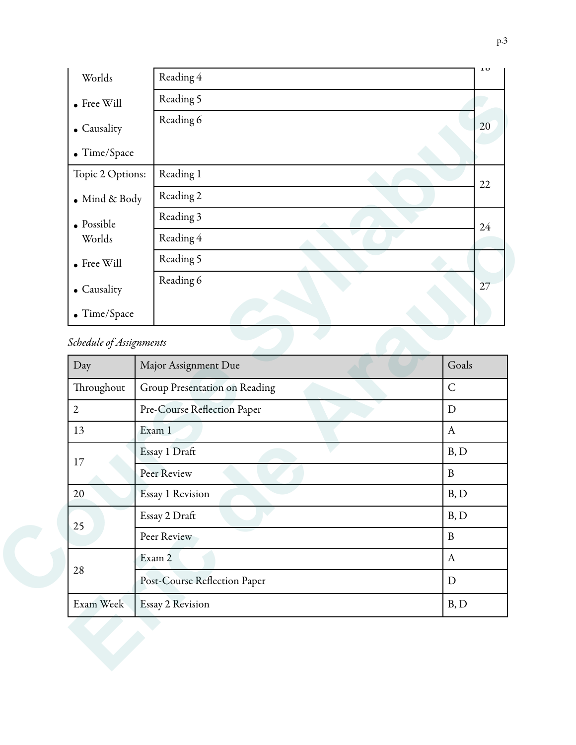| | | |
|---|---|---|
| Worlds | Reading 4 | 18 |
| • Free Will | Reading 5 | 20 |
| • Causality<br>• Time/Space | Reading 6 | |
| Topic 2 Options: | Reading 1 | 22 |
| • Mind & Body | Reading 2 | |
| • Possible Worlds | Reading 3 | 24 |
| | Reading 4 | |
| • Free Will | Reading 5 | 27 |
| • Causality<br>• Time/Space | Reading 6 | |

*Schedule of Assignments*

| Day | Major Assignment Due | Goals |
|---|---|---|
| Throughout | Group Presentation on Reading | C |
| 2 | Pre-Course Reflection Paper | D |
| 13 | Exam 1 | A |
| 17 | Essay 1 Draft | B, D |
| | Peer Review | B |
| 20 | Essay 1 Revision | B, D |
| 25 | Essay 2 Draft | B, D |
| | Peer Review | B |
| 28 | Exam 2 | A |
| | Post-Course Reflection Paper | D |
| Exam Week | Essay 2 Revision | B, D |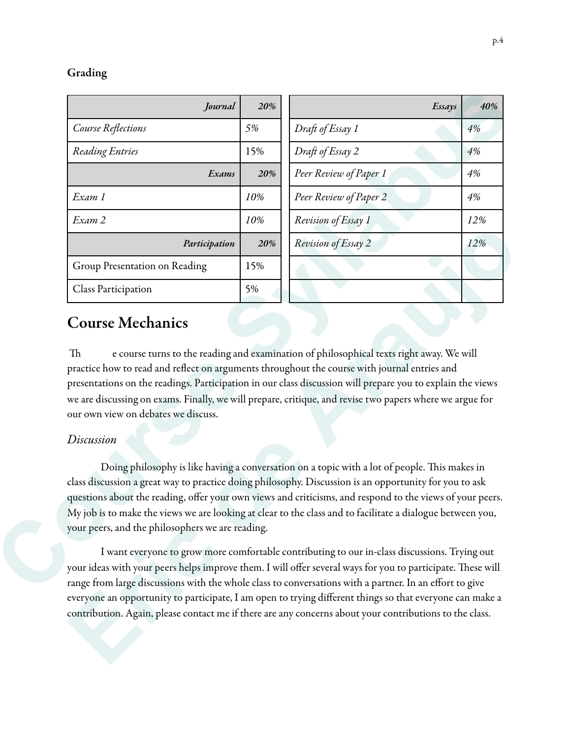## Grading

| *Journal* | *20%* |
|---|---|
| *Course Reflections* | *5%* |
| *Reading Entries* | 15% |
| *Exams* | *20%* |
| *Exam 1* | *10%* |
| *Exam 2* | *10%* |
| *Participation* | *20%* |
| Group Presentation on Reading | 15% |
| Class Participation | 5% |

| *Essays* | *40%* |
|---|---|
| *Draft of Essay 1* | *4%* |
| *Draft of Essay 2* | *4%* |
| *Peer Review of Paper 1* | *4%* |
| *Peer Review of Paper 2* | *4%* |
| *Revision of Essay 1* | *12%* |
| *Revision of Essay 2* | *12%* |
| | |
| | |

# Course Mechanics

The course turns to the reading and examination of philosophical texts right away. We will practice how to read and reflect on arguments throughout the course with journal entries and presentations on the readings. Participation in our class discussion will prepare you to explain the views we are discussing on exams. Finally, we will prepare, critique, and revise two papers where we argue for our own view on debates we discuss.

### *Discussion*

Doing philosophy is like having a conversation on a topic with a lot of people. This makes in class discussion a great way to practice doing philosophy. Discussion is an opportunity for you to ask questions about the reading, offer your own views and criticisms, and respond to the views of your peers. My job is to make the views we are looking at clear to the class and to facilitate a dialogue between you, your peers, and the philosophers we are reading.

I want everyone to grow more comfortable contributing to our in-class discussions. Trying out your ideas with your peers helps improve them. I will offer several ways for you to participate. These will range from large discussions with the whole class to conversations with a partner. In an effort to give everyone an opportunity to participate, I am open to trying different things so that everyone can make a contribution. Again, please contact me if there are any concerns about your contributions to the class.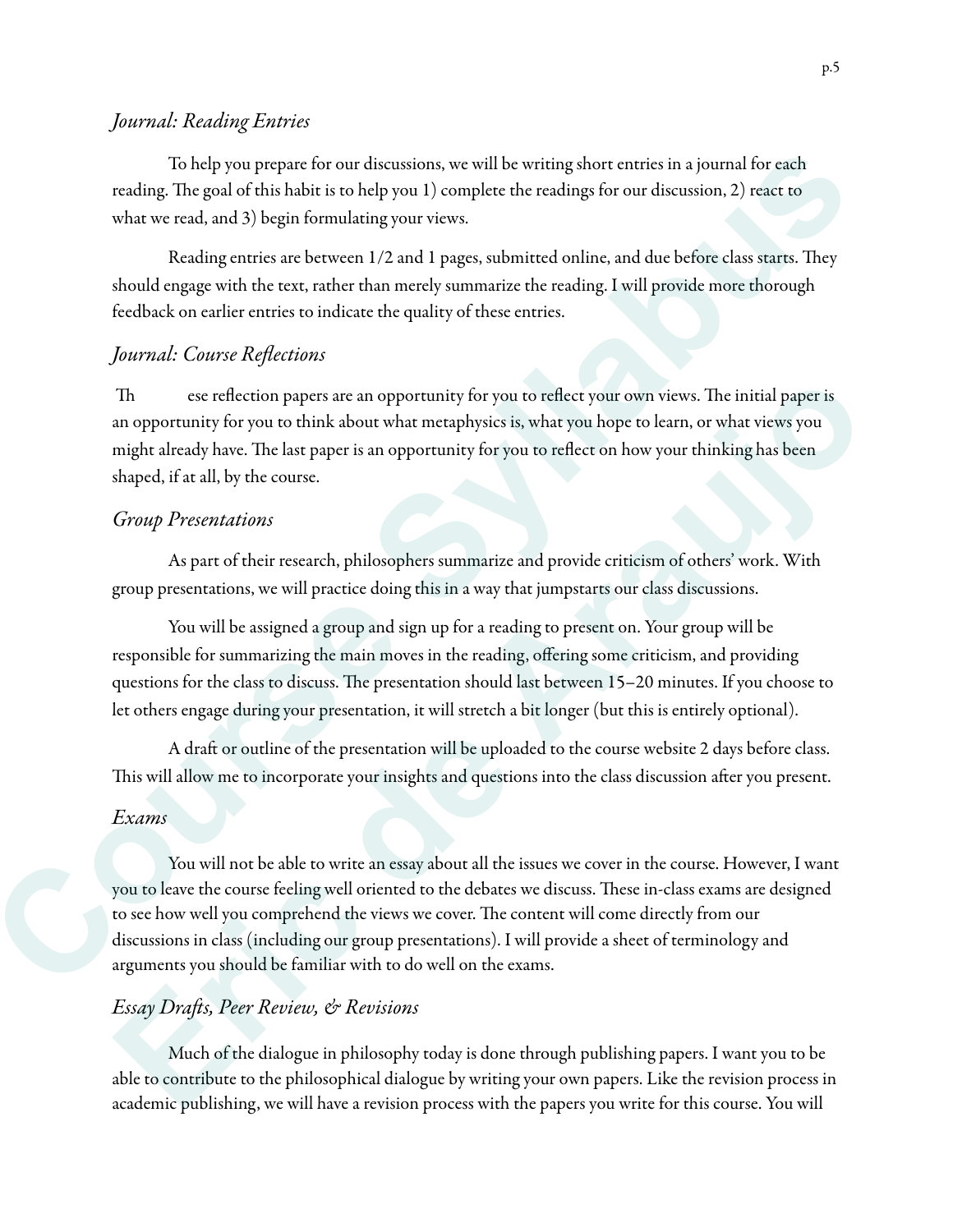### *Journal: Reading Entries*

To help you prepare for our discussions, we will be writing short entries in a journal for each reading. The goal of this habit is to help you 1) complete the readings for our discussion, 2) react to what we read, and 3) begin formulating your views.

Reading entries are between 1/2 and 1 pages, submitted online, and due before class starts. They should engage with the text, rather than merely summarize the reading. I will provide more thorough feedback on earlier entries to indicate the quality of these entries.

### *Journal: Course Reflections*

These reflection papers are an opportunity for you to reflect your own views. The initial paper is an opportunity for you to think about what metaphysics is, what you hope to learn, or what views you might already have. The last paper is an opportunity for you to reflect on how your thinking has been shaped, if at all, by the course.

### *Group Presentations*

As part of their research, philosophers summarize and provide criticism of others' work. With group presentations, we will practice doing this in a way that jumpstarts our class discussions.

You will be assigned a group and sign up for a reading to present on. Your group will be responsible for summarizing the main moves in the reading, offering some criticism, and providing questions for the class to discuss. The presentation should last between 15–20 minutes. If you choose to let others engage during your presentation, it will stretch a bit longer (but this is entirely optional).

A draft or outline of the presentation will be uploaded to the course website 2 days before class. This will allow me to incorporate your insights and questions into the class discussion after you present.

### *Exams*

You will not be able to write an essay about all the issues we cover in the course. However, I want you to leave the course feeling well oriented to the debates we discuss. These in-class exams are designed to see how well you comprehend the views we cover. The content will come directly from our discussions in class (including our group presentations). I will provide a sheet of terminology and arguments you should be familiar with to do well on the exams.

### *Essay Drafts, Peer Review, & Revisions*

Much of the dialogue in philosophy today is done through publishing papers. I want you to be able to contribute to the philosophical dialogue by writing your own papers. Like the revision process in academic publishing, we will have a revision process with the papers you write for this course. You will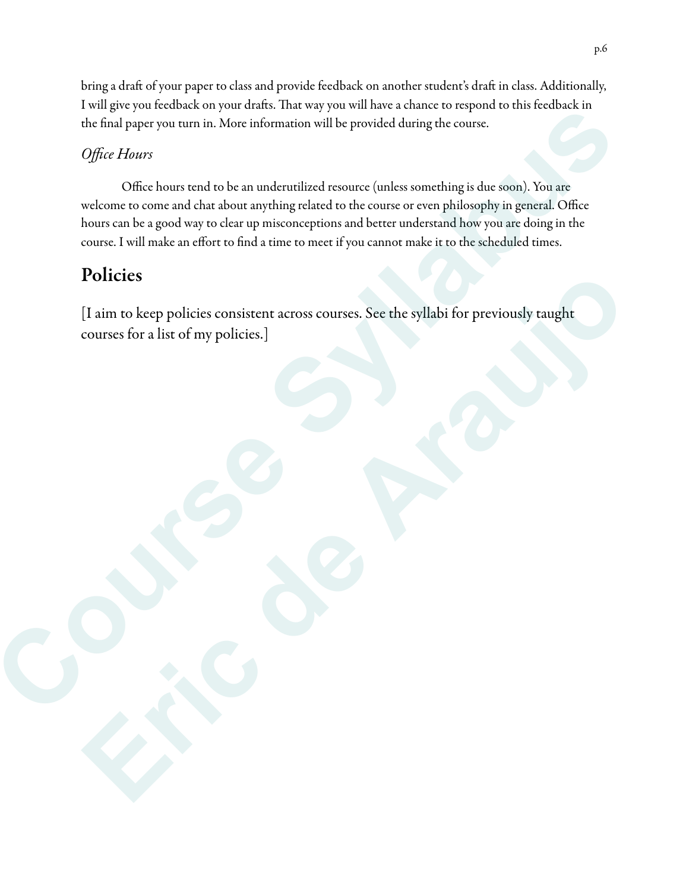bring a draft of your paper to class and provide feedback on another student's draft in class. Additionally, I will give you feedback on your drafts. That way you will have a chance to respond to this feedback in the final paper you turn in. More information will be provided during the course.

### *Office Hours*

Office hours tend to be an underutilized resource (unless something is due soon). You are welcome to come and chat about anything related to the course or even philosophy in general. Office hours can be a good way to clear up misconceptions and better understand how you are doing in the course. I will make an effort to find a time to meet if you cannot make it to the scheduled times.

## Policies

[I aim to keep policies consistent across courses. See the syllabi for previously taught courses for a list of my policies.]